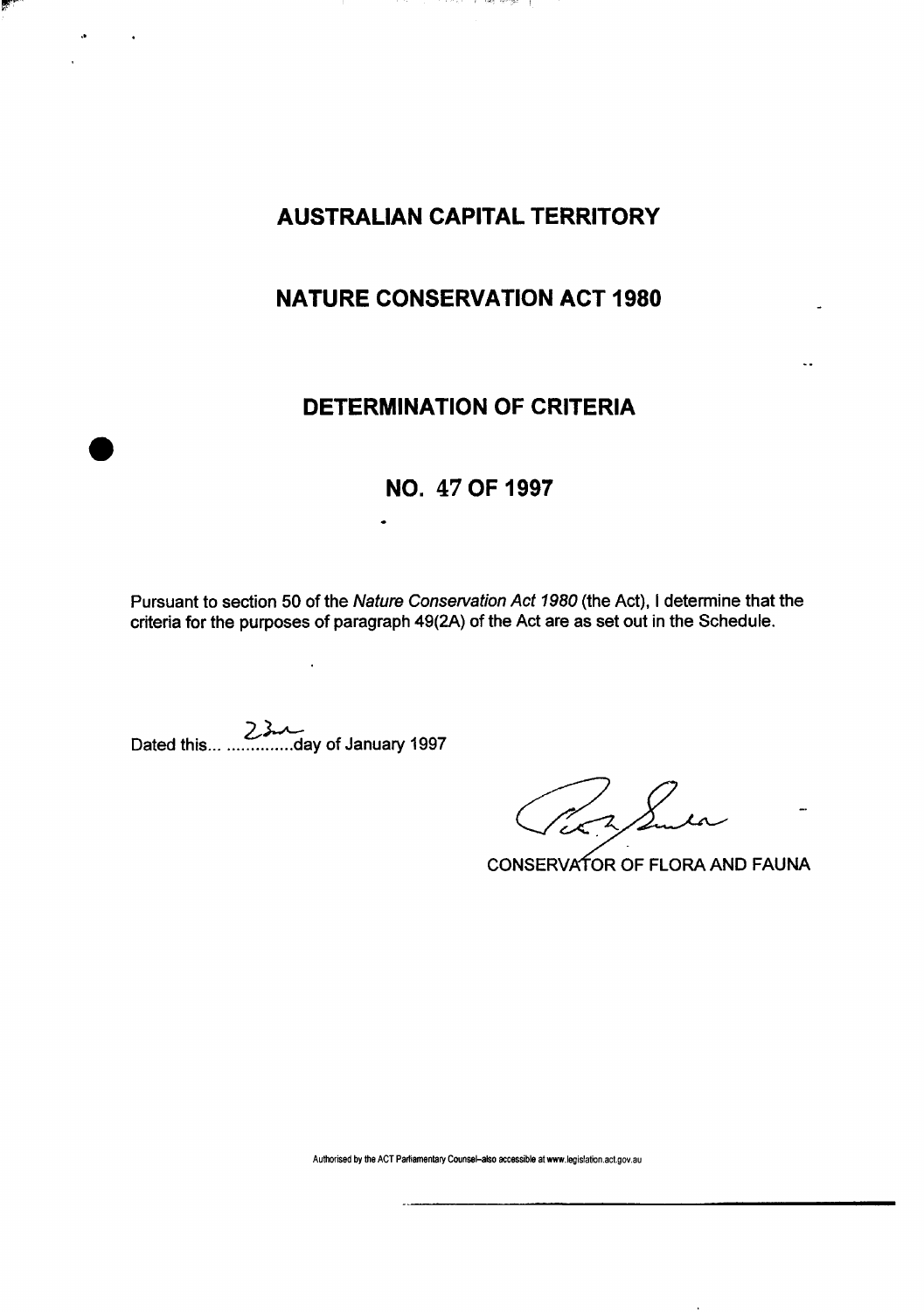# AUSTRALIAN CAPITAL TERRITORY

# NATURE CONSERVATION ACT 1980

## DETERMINATION OF CRITERIA

## NO. 47 OF 1997

Pursuant to section 50 of the *Nature Conservation Act 1980* (the Act), I determine that the criteria for the purposes of paragraph 49(2A) of the Act are as set out in the Schedule.

Dated this... 23rd day of January 1997

CONSERVATOR OF FLORA AND FAUNA

Authorised by the ACT Parliamentary Counsel–also accessible at www.legislation.act.gov.au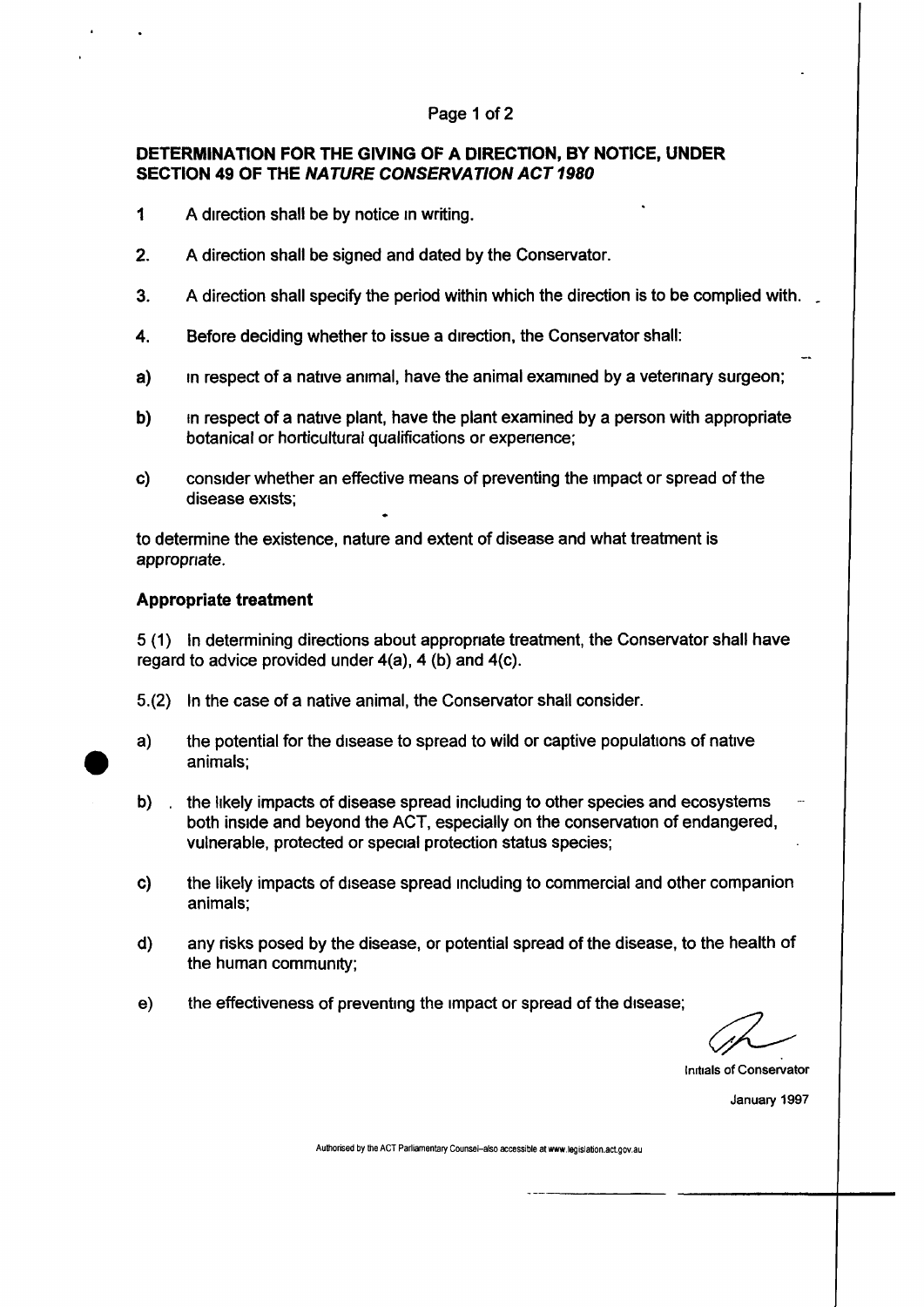## DETERMINATION FOR THE GIVING OF A DIRECTION, BY NOTICE, UNDER SECTION 49 OF THE *NATURE CONSERVATION ACT 1980*

1 A direction shall be by notice in writing.

2. A direction shall be signed and dated by the Conservator.

3. A direction shall specify the period within which the direction is to be complied with.

4. Before deciding whether to issue a direction, the Conservator shall:

a) in respect of a native animal, have the animal examined by a veterinary surgeon;

b) in respect of a native plant, have the plant examined by a person with appropriate botanical or horticultural qualifications or experience;

c) consider whether an effective means of preventing the impact or spread of the disease exists;

to determine the existence, nature and extent of disease and what treatment is appropriate.

### Appropriate treatment

5 (1) In determining directions about appropriate treatment, the Conservator shall have regard to advice provided under 4(a), 4 (b) and 4(c).

5.(2) In the case of a native animal, the Conservator shall consider.

a) the potential for the disease to spread to wild or captive populations of native animals;

b) the likely impacts of disease spread including to other species and ecosystems both inside and beyond the ACT, especially on the conservation of endangered, vulnerable, protected or special protection status species;

c) the likely impacts of disease spread including to commercial and other companion animals;

d) any risks posed by the disease, or potential spread of the disease, to the health of the human community;

e) the effectiveness of preventing the impact or spread of the disease;

Initials of Conservator

January 1997

Authorised by the ACT Parliamentary Counsel–also accessible at www.legislation.act.gov.au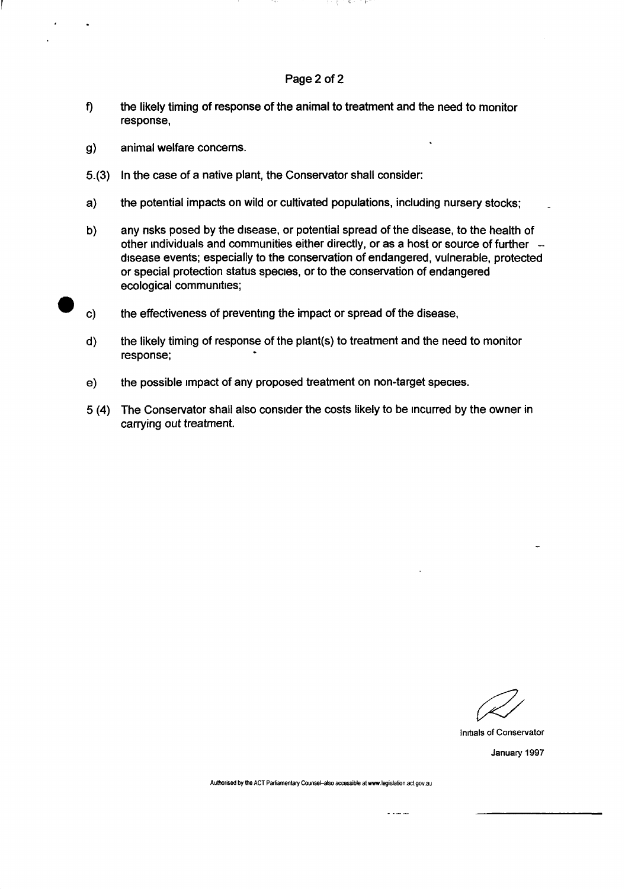f) the likely timing of response of the animal to treatment and the need to monitor response,

g) animal welfare concerns.

5.(3) In the case of a native plant, the Conservator shall consider:

a) the potential impacts on wild or cultivated populations, including nursery stocks;

b) any risks posed by the disease, or potential spread of the disease, to the health of other individuals and communities either directly, or as a host or source of further disease events; especially to the conservation of endangered, vulnerable, protected or special protection status species, or to the conservation of endangered ecological communities;

c) the effectiveness of preventing the impact or spread of the disease,

d) the likely timing of response of the plant(s) to treatment and the need to monitor response;

e) the possible impact of any proposed treatment on non-target species.

5 (4) The Conservator shall also consider the costs likely to be incurred by the owner in carrying out treatment.

Initials of Conservator

January 1997

Authorised by the ACT Parliamentary Counsel–also accessible at www.legislation.act.gov.au